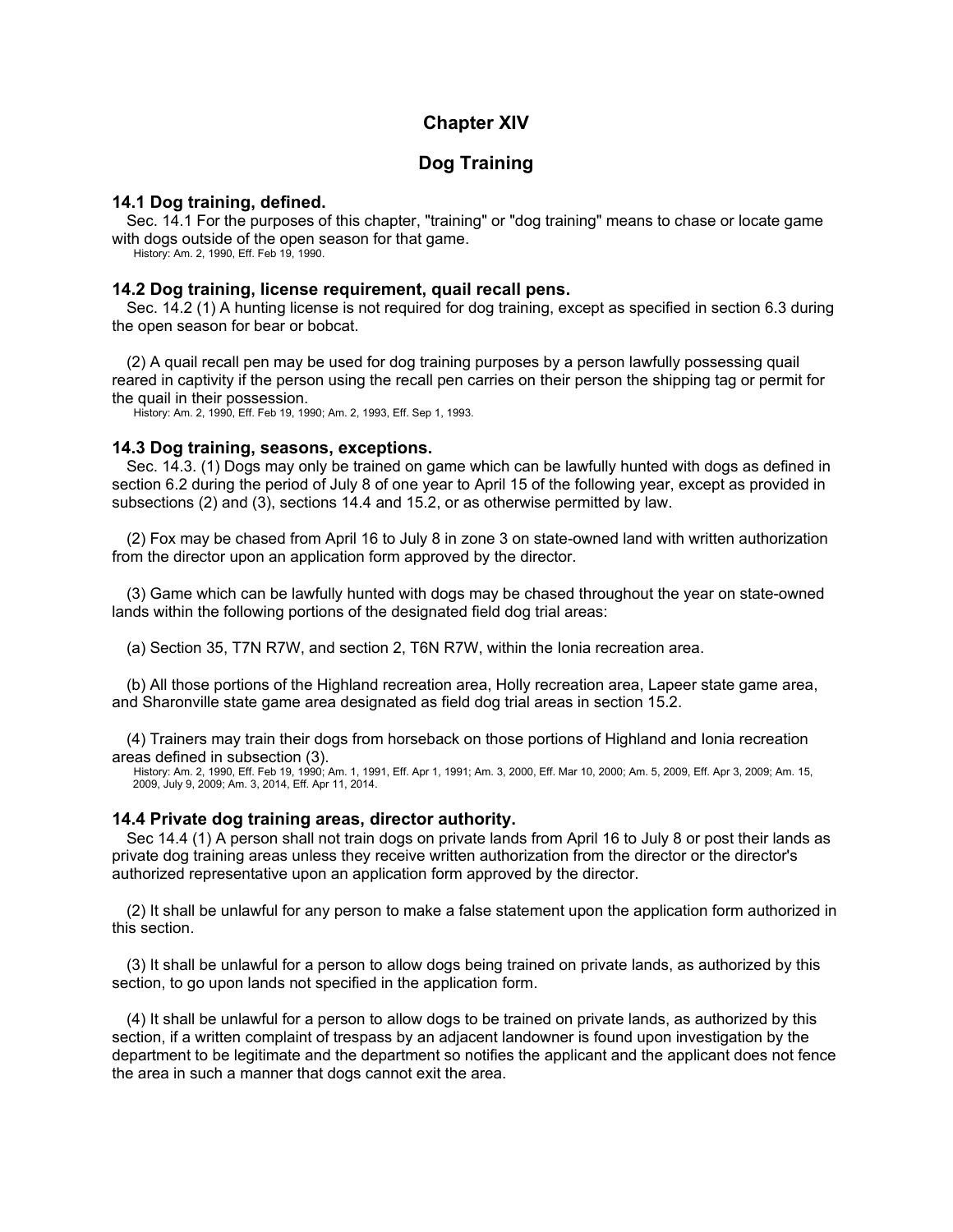# Chapter XIV

# Dog Training

### 14.1 Dog training, defined.

Sec. 14.1 For the purposes of this chapter, "training" or "dog training" means to chase or locate game with dogs outside of the open season for that game.

History: Am. 2, 1990, Eff. Feb 19, 1990.

### 14.2 Dog training, license requirement, quail recall pens.

Sec. 14.2 (1) A hunting license is not required for dog training, except as specified in section 6.3 during the open season for bear or bobcat.

(2) A quail recall pen may be used for dog training purposes by a person lawfully possessing quail reared in captivity if the person using the recall pen carries on their person the shipping tag or permit for the quail in their possession.

History: Am. 2, 1990, Eff. Feb 19, 1990; Am. 2, 1993, Eff. Sep 1, 1993.

### 14.3 Dog training, seasons, exceptions.

Sec. 14.3. (1) Dogs may only be trained on game which can be lawfully hunted with dogs as defined in section 6.2 during the period of July 8 of one year to April 15 of the following year, except as provided in subsections (2) and (3), sections 14.4 and 15.2, or as otherwise permitted by law.

(2) Fox may be chased from April 16 to July 8 in zone 3 on state-owned land with written authorization from the director upon an application form approved by the director.

(3) Game which can be lawfully hunted with dogs may be chased throughout the year on state-owned lands within the following portions of the designated field dog trial areas:

(a) Section 35, T7N R7W, and section 2, T6N R7W, within the Ionia recreation area.

(b) All those portions of the Highland recreation area, Holly recreation area, Lapeer state game area, and Sharonville state game area designated as field dog trial areas in section 15.2.

(4) Trainers may train their dogs from horseback on those portions of Highland and Ionia recreation areas defined in subsection (3).

History: Am. 2, 1990, Eff. Feb 19, 1990; Am. 1, 1991, Eff. Apr 1, 1991; Am. 3, 2000, Eff. Mar 10, 2000; Am. 5, 2009, Eff. Apr 3, 2009; Am. 15, 2009, July 9, 2009; Am. 3, 2014, Eff. Apr 11, 2014.

### 14.4 Private dog training areas, director authority.

Sec 14.4 (1) A person shall not train dogs on private lands from April 16 to July 8 or post their lands as private dog training areas unless they receive written authorization from the director or the director's authorized representative upon an application form approved by the director.

(2) It shall be unlawful for any person to make a false statement upon the application form authorized in this section.

(3) It shall be unlawful for a person to allow dogs being trained on private lands, as authorized by this section, to go upon lands not specified in the application form.

(4) It shall be unlawful for a person to allow dogs to be trained on private lands, as authorized by this section, if a written complaint of trespass by an adjacent landowner is found upon investigation by the department to be legitimate and the department so notifies the applicant and the applicant does not fence the area in such a manner that dogs cannot exit the area.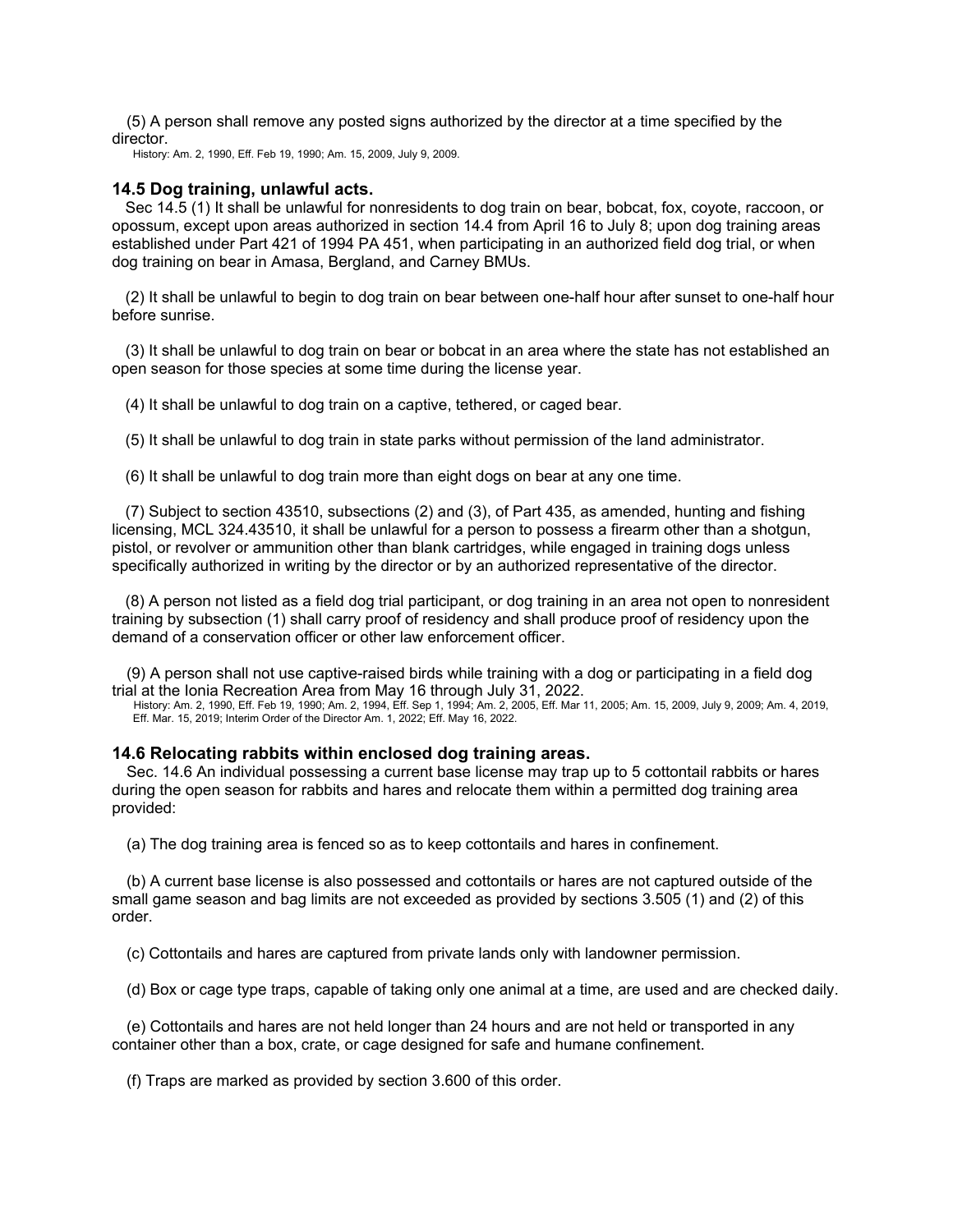(5) A person shall remove any posted signs authorized by the director at a time specified by the director.

History: Am. 2, 1990, Eff. Feb 19, 1990; Am. 15, 2009, July 9, 2009.

### 14.5 Dog training, unlawful acts.

Sec 14.5 (1) It shall be unlawful for nonresidents to dog train on bear, bobcat, fox, coyote, raccoon, or opossum, except upon areas authorized in section 14.4 from April 16 to July 8; upon dog training areas established under Part 421 of 1994 PA 451, when participating in an authorized field dog trial, or when dog training on bear in Amasa, Bergland, and Carney BMUs.

(2) It shall be unlawful to begin to dog train on bear between one-half hour after sunset to one-half hour before sunrise.

(3) It shall be unlawful to dog train on bear or bobcat in an area where the state has not established an open season for those species at some time during the license year.

(4) It shall be unlawful to dog train on a captive, tethered, or caged bear.

(5) It shall be unlawful to dog train in state parks without permission of the land administrator.

(6) It shall be unlawful to dog train more than eight dogs on bear at any one time.

(7) Subject to section 43510, subsections (2) and (3), of Part 435, as amended, hunting and fishing licensing, MCL 324.43510, it shall be unlawful for a person to possess a firearm other than a shotgun, pistol, or revolver or ammunition other than blank cartridges, while engaged in training dogs unless specifically authorized in writing by the director or by an authorized representative of the director.

(8) A person not listed as a field dog trial participant, or dog training in an area not open to nonresident training by subsection (1) shall carry proof of residency and shall produce proof of residency upon the demand of a conservation officer or other law enforcement officer.

(9) A person shall not use captive-raised birds while training with a dog or participating in a field dog trial at the Ionia Recreation Area from May 16 through July 31, 2022.

History: Am. 2, 1990, Eff. Feb 19, 1990; Am. 2, 1994, Eff. Sep 1, 1994; Am. 2, 2005, Eff. Mar 11, 2005; Am. 15, 2009, July 9, 2009; Am. 4, 2019, Eff. Mar. 15, 2019; Interim Order of the Director Am. 1, 2022; Eff. May 16, 2022.

### 14.6 Relocating rabbits within enclosed dog training areas.

Sec. 14.6 An individual possessing a current base license may trap up to 5 cottontail rabbits or hares during the open season for rabbits and hares and relocate them within a permitted dog training area provided:

(a) The dog training area is fenced so as to keep cottontails and hares in confinement.

(b) A current base license is also possessed and cottontails or hares are not captured outside of the small game season and bag limits are not exceeded as provided by sections 3.505 (1) and (2) of this order.

(c) Cottontails and hares are captured from private lands only with landowner permission.

(d) Box or cage type traps, capable of taking only one animal at a time, are used and are checked daily.

(e) Cottontails and hares are not held longer than 24 hours and are not held or transported in any container other than a box, crate, or cage designed for safe and humane confinement.

(f) Traps are marked as provided by section 3.600 of this order.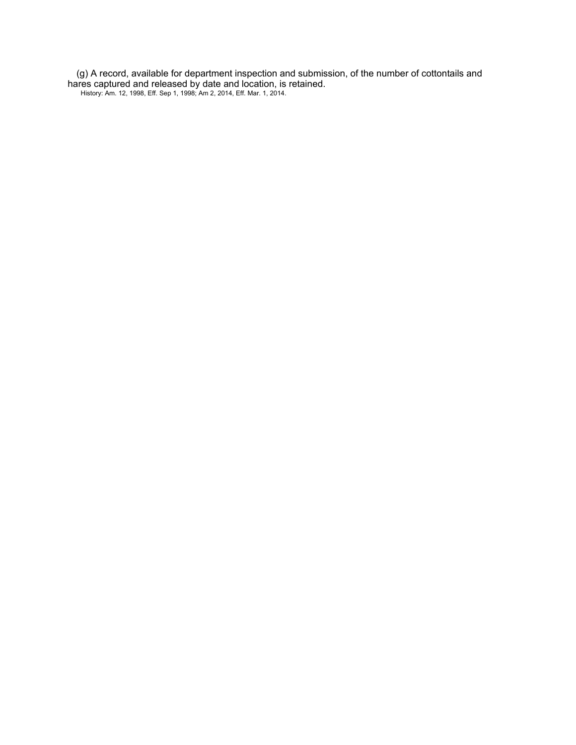(g) A record, available for department inspection and submission, of the number of cottontails and hares captured and released by date and location, is retained.

History: Am. 12, 1998, Eff. Sep 1, 1998; Am 2, 2014, Eff. Mar. 1, 2014.